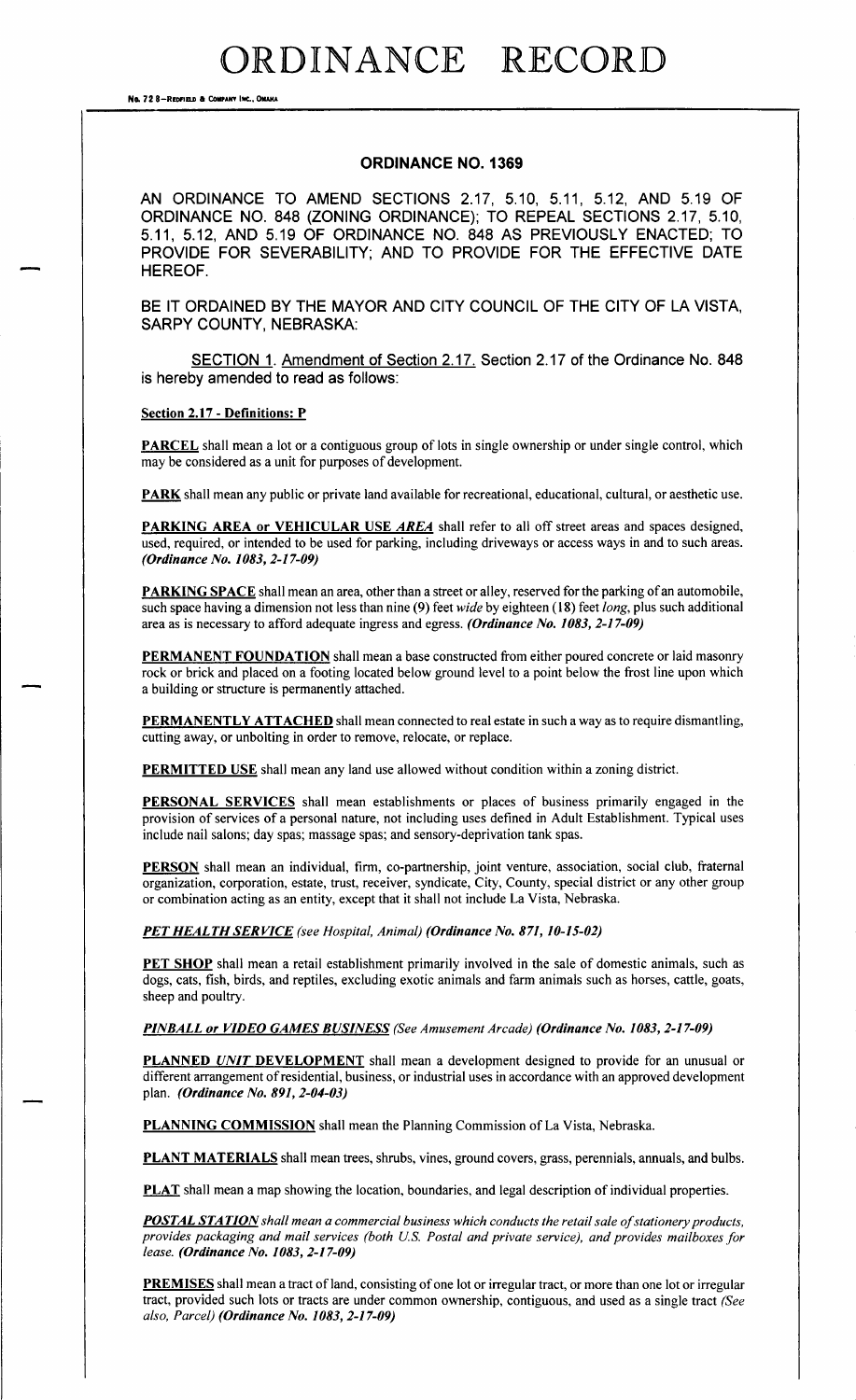# ORDINANCE RECORD

No. 72 8—REDFIELD & COMPANY INC., OMAHA

## ORDINANCE NO. 1369

AN ORDINANCE TO AMEND SECTIONS 2.17, 5.10, 5.11, 5.12, AND 5.19 OF ORDINANCE NO. 848 (ZONING ORDINANCE); TO REPEAL SECTIONS 2.17, 5.10, 5.11, 5.12, AND 5.19 OF ORDINANCE NO. 848 AS PREVIOUSLY ENACTED; TO PROVIDE FOR SEVERABILITY; AND TO PROVIDE FOR THE EFFECTIVE DATE HEREOF.

BE IT ORDAINED BY THE MAYOR AND CITY COUNCIL OF THE CITY OF LA VISTA, SARPY COUNTY, NEBRASKA:

SECTION 1. Amendment of Section 2.17. Section 2.17 of the Ordinance No. 848 is hereby amended to read as follows:

**Section 2.17 - Definitions: P**

**PARCEL** shall mean a lot or a contiguous group of lots in single ownership or under single control, which may be considered as a unit for purposes of development.

**PARK** shall mean any public or private land available for recreational, educational, cultural, or aesthetic use.

**PARKING AREA or VEHICULAR USE *AREA*** shall refer to all off street areas and spaces designed, used, required, or intended to be used for parking, including driveways or access ways in and to such areas. ***(Ordinance No. 1083, 2-17-09)***

**PARKING SPACE** shall mean an area, other than a street or alley, reserved for the parking of an automobile, such space having a dimension not less than nine (9) feet *wide* by eighteen (18) feet *long*, plus such additional area as is necessary to afford adequate ingress and egress. ***(Ordinance No. 1083, 2-17-09)***

**PERMANENT FOUNDATION** shall mean a base constructed from either poured concrete or laid masonry rock or brick and placed on a footing located below ground level to a point below the frost line upon which a building or structure is permanently attached.

**PERMANENTLY ATTACHED** shall mean connected to real estate in such a way as to require dismantling, cutting away, or unbolting in order to remove, relocate, or replace.

**PERMITTED USE** shall mean any land use allowed without condition within a zoning district.

**PERSONAL SERVICES** shall mean establishments or places of business primarily engaged in the provision of services of a personal nature, not including uses defined in Adult Establishment. Typical uses include nail salons; day spas; massage spas; and sensory-deprivation tank spas.

**PERSON** shall mean an individual, firm, co-partnership, joint venture, association, social club, fraternal organization, corporation, estate, trust, receiver, syndicate, City, County, special district or any other group or combination acting as an entity, except that it shall not include La Vista, Nebraska.

***PET HEALTH SERVICE*** *(see Hospital, Animal)* ***(Ordinance No. 871, 10-15-02)***

**PET SHOP** shall mean a retail establishment primarily involved in the sale of domestic animals, such as dogs, cats, fish, birds, and reptiles, excluding exotic animals and farm animals such as horses, cattle, goats, sheep and poultry.

***PINBALL or VIDEO GAMES BUSINESS*** *(See Amusement Arcade)* ***(Ordinance No. 1083, 2-17-09)***

**PLANNED *UNIT* DEVELOPMENT** shall mean a development designed to provide for an unusual or different arrangement of residential, business, or industrial uses in accordance with an approved development plan. ***(Ordinance No. 891, 2-04-03)***

**PLANNING COMMISSION** shall mean the Planning Commission of La Vista, Nebraska.

**PLANT MATERIALS** shall mean trees, shrubs, vines, ground covers, grass, perennials, annuals, and bulbs.

**PLAT** shall mean a map showing the location, boundaries, and legal description of individual properties.

***POSTAL STATION*** *shall mean a commercial business which conducts the retail sale of stationery products, provides packaging and mail services (both U.S. Postal and private service), and provides mailboxes for lease.* ***(Ordinance No. 1083, 2-17-09)***

**PREMISES** shall mean a tract of land, consisting of one lot or irregular tract, or more than one lot or irregular tract, provided such lots or tracts are under common ownership, contiguous, and used as a single tract *(See also, Parcel)* ***(Ordinance No. 1083, 2-17-09)***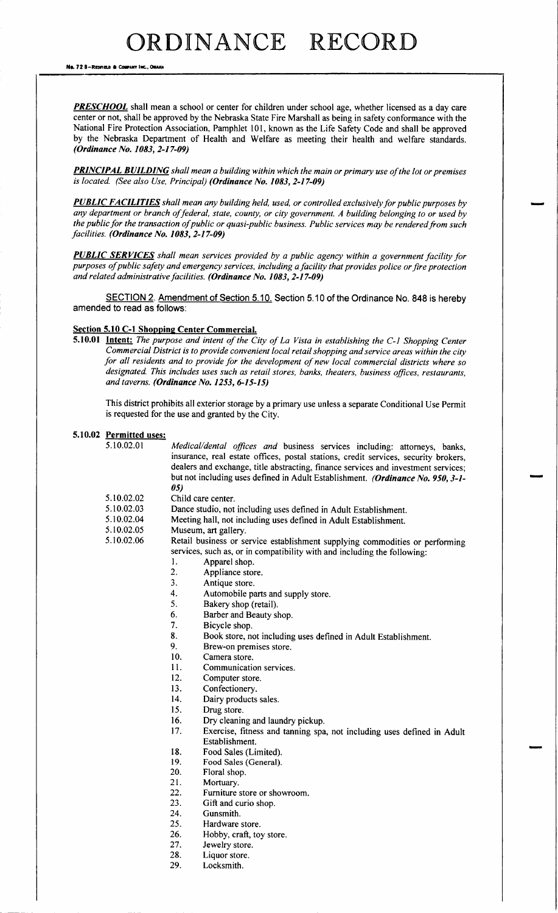***PRESCHOOL*** shall mean a school or center for children under school age, whether licensed as a day care center or not, shall be approved by the Nebraska State Fire Marshall as being in safety conformance with the National Fire Protection Association, Pamphlet 101, known as the Life Safety Code and shall be approved by the Nebraska Department of Health and Welfare as meeting their health and welfare standards. ***(Ordinance No. 1083, 2-17-09)***

***PRINCIPAL BUILDING*** *shall mean a building within which the main or primary use of the lot or premises is located. (See also Use, Principal)* ***(Ordinance No. 1083, 2-17-09)***

***PUBLIC FACILITIES*** *shall mean any building held, used, or controlled exclusively for public purposes by any department or branch of federal, state, county, or city government. A building belonging to or used by the public for the transaction of public or quasi-public business. Public services may be rendered from such facilities.* ***(Ordinance No. 1083, 2-17-09)***

***PUBLIC SERVICES*** *shall mean services provided by a public agency within a government facility for purposes of public safety and emergency services, including a facility that provides police or fire protection and related administrative facilities.* ***(Ordinance No. 1083, 2-17-09)***

SECTION 2. Amendment of Section 5.10. Section 5.10 of the Ordinance No. 848 is hereby amended to read as follows:

**Section 5.10 C-1 Shopping Center Commercial.**

**5.10.01 Intent:** *The purpose and intent of the City of La Vista in establishing the C-1 Shopping Center Commercial District is to provide convenient local retail shopping and service areas within the city for all residents and to provide for the development of new local commercial districts where so designated. This includes uses such as retail stores, banks, theaters, business offices, restaurants, and taverns.* ***(Ordinance No. 1253, 6-15-15)***

This district prohibits all exterior storage by a primary use unless a separate Conditional Use Permit is requested for the use and granted by the City.

**5.10.02 Permitted uses:**

5.10.02.01 *Medical/dental offices and* business services including: attorneys, banks, insurance, real estate offices, postal stations, credit services, security brokers, dealers and exchange, title abstracting, finance services and investment services; but not including uses defined in Adult Establishment. ***(Ordinance No. 950, 3-1-05)***

5.10.02.02 Child care center.

5.10.02.03 Dance studio, not including uses defined in Adult Establishment.

5.10.02.04 Meeting hall, not including uses defined in Adult Establishment.

5.10.02.05 Museum, art gallery.

5.10.02.06 Retail business or service establishment supplying commodities or performing services, such as, or in compatibility with and including the following:

1. Apparel shop.
2. Appliance store.
3. Antique store.
4. Automobile parts and supply store.
5. Bakery shop (retail).
6. Barber and Beauty shop.
7. Bicycle shop.
8. Book store, not including uses defined in Adult Establishment.
9. Brew-on premises store.
10. Camera store.
11. Communication services.
12. Computer store.
13. Confectionery.
14. Dairy products sales.
15. Drug store.
16. Dry cleaning and laundry pickup.
17. Exercise, fitness and tanning spa, not including uses defined in Adult Establishment.
18. Food Sales (Limited).
19. Food Sales (General).
20. Floral shop.
21. Mortuary.
22. Furniture store or showroom.
23. Gift and curio shop.
24. Gunsmith.
25. Hardware store.
26. Hobby, craft, toy store.
27. Jewelry store.
28. Liquor store.
29. Locksmith.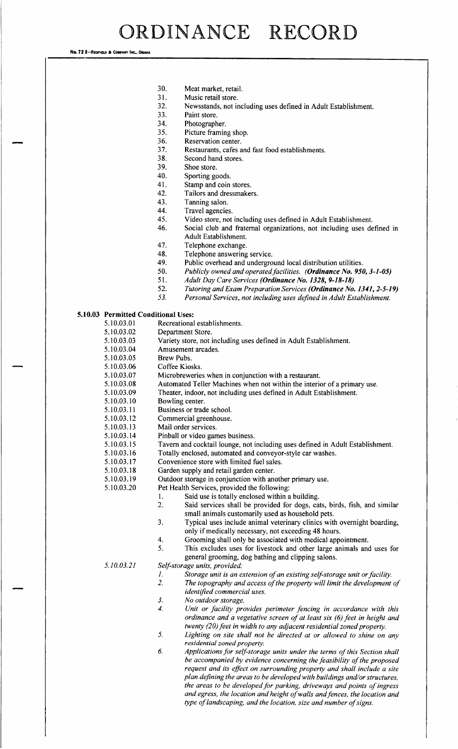30. Meat market, retail.
31. Music retail store.
32. Newsstands, not including uses defined in Adult Establishment.
33. Paint store.
34. Photographer.
35. Picture framing shop.
36. Reservation center.
37. Restaurants, cafes and fast food establishments.
38. Second hand stores.
39. Shoe store.
40. Sporting goods.
41. Stamp and coin stores.
42. Tailors and dressmakers.
43. Tanning salon.
44. Travel agencies.
45. Video store, not including uses defined in Adult Establishment.
46. Social club and fraternal organizations, not including uses defined in Adult Establishment.
47. Telephone exchange.
48. Telephone answering service.
49. Public overhead and underground local distribution utilities.
50. *Publicly owned and operated facilities.* ***(Ordinance No. 950, 3-1-05)***
51. *Adult Day Care Services* ***(Ordinance No. 1328, 9-18-18)***
52. *Tutoring and Exam Preparation Services* ***(Ordinance No. 1341, 2-5-19)***
53. *Personal Services, not including uses defined in Adult Establishment.*

**5.10.03 Permitted Conditional Uses:**

5.10.03.01 Recreational establishments.

5.10.03.02 Department Store.

5.10.03.03 Variety store, not including uses defined in Adult Establishment.

5.10.03.04 Amusement arcades.

5.10.03.05 Brew Pubs.

5.10.03.06 Coffee Kiosks.

5.10.03.07 Microbreweries when in conjunction with a restaurant.

5.10.03.08 Automated Teller Machines when not within the interior of a primary use.

5.10.03.09 Theater, indoor, not including uses defined in Adult Establishment.

5.10.03.10 Bowling center.

5.10.03.11 Business or trade school.

5.10.03.12 Commercial greenhouse.

5.10.03.13 Mail order services.

5.10.03.14 Pinball or video games business.

5.10.03.15 Tavern and cocktail lounge, not including uses defined in Adult Establishment.

5.10.03.16 Totally enclosed, automated and conveyor-style car washes.

5.10.03.17 Convenience store with limited fuel sales.

5.10.03.18 Garden supply and retail garden center.

5.10.03.19 Outdoor storage in conjunction with another primary use.

5.10.03.20 Pet Health Services, provided the following:

1. Said use is totally enclosed within a building.
2. Said services shall be provided for dogs, cats, birds, fish, and similar small animals customarily used as household pets.
3. Typical uses include animal veterinary clinics with overnight boarding, only if medically necessary, not exceeding 48 hours.
4. Grooming shall only be associated with medical appointment.
5. This excludes uses for livestock and other large animals and uses for general grooming, dog bathing and clipping salons.

*5.10.03.21* *Self-storage units, provided:*

1. *Storage unit is an extension of an existing self-storage unit or facility.*
2. *The topography and access of the property will limit the development of identified commercial uses.*
3. *No outdoor storage.*
4. *Unit or facility provides perimeter fencing in accordance with this ordinance and a vegetative screen of at least six (6) feet in height and twenty (20) feet in width to any adjacent residential zoned property.*
5. *Lighting on site shall not be directed at or allowed to shine on any residential zoned property.*
6. *Applications for self-storage units under the terms of this Section shall be accompanied by evidence concerning the feasibility of the proposed request and its effect on surrounding property and shall include a site plan defining the areas to be developed with buildings and/or structures, the areas to be developed for parking, driveways and points of ingress and egress, the location and height of walls and fences, the location and type of landscaping, and the location, size and number of signs.*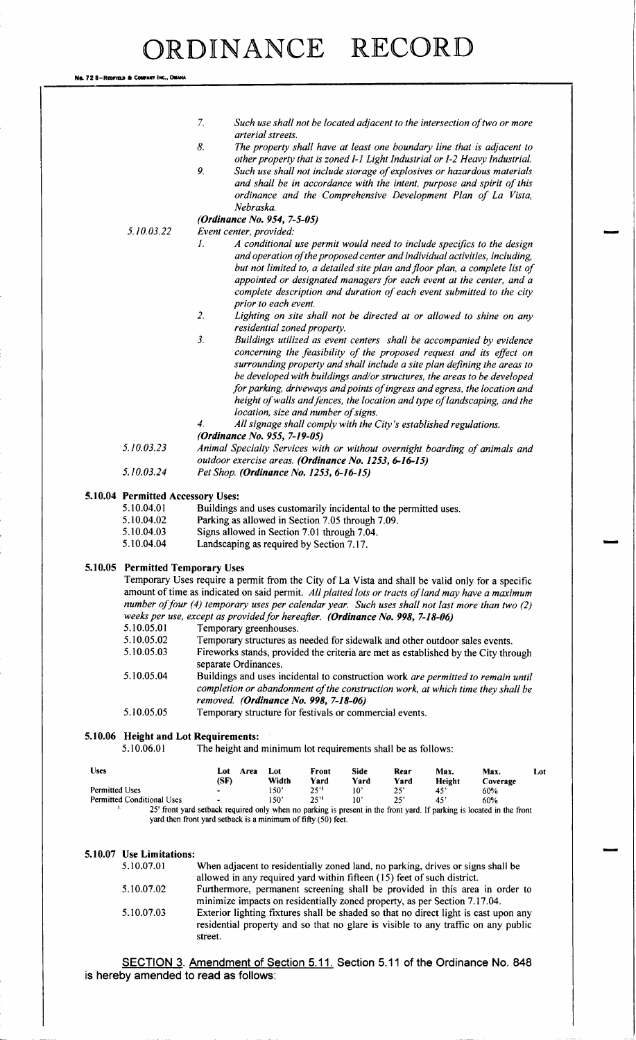7. *Such use shall not be located adjacent to the intersection of two or more arterial streets.*
8. *The property shall have at least one boundary line that is adjacent to other property that is zoned I-1 Light Industrial or I-2 Heavy Industrial.*
9. *Such use shall not include storage of explosives or hazardous materials and shall be in accordance with the intent, purpose and spirit of this ordinance and the Comprehensive Development Plan of La Vista, Nebraska.*

***(Ordinance No. 954, 7-5-05)***

*5.10.03.22* *Event center, provided:*

1. *A conditional use permit would need to include specifics to the design and operation of the proposed center and individual activities, including, but not limited to, a detailed site plan and floor plan, a complete list of appointed or designated managers for each event at the center, and a complete description and duration of each event submitted to the city prior to each event.*
2. *Lighting on site shall not be directed at or allowed to shine on any residential zoned property.*
3. *Buildings utilized as event centers shall be accompanied by evidence concerning the feasibility of the proposed request and its effect on surrounding property and shall include a site plan defining the areas to be developed with buildings and/or structures, the areas to be developed for parking, driveways and points of ingress and egress, the location and height of walls and fences, the location and type of landscaping, and the location, size and number of signs.*
4. *All signage shall comply with the City's established regulations.*

***(Ordinance No. 955, 7-19-05)***

*5.10.03.23* *Animal Specialty Services with or without overnight boarding of animals and outdoor exercise areas. **(Ordinance No. 1253, 6-16-15)***

*5.10.03.24* *Pet Shop. **(Ordinance No. 1253, 6-16-15)***

**5.10.04 Permitted Accessory Uses:**

5.10.04.01 Buildings and uses customarily incidental to the permitted uses.
5.10.04.02 Parking as allowed in Section 7.05 through 7.09.
5.10.04.03 Signs allowed in Section 7.01 through 7.04.
5.10.04.04 Landscaping as required by Section 7.17.

**5.10.05 Permitted Temporary Uses**

Temporary Uses require a permit from the City of La Vista and shall be valid only for a specific amount of time as indicated on said permit. *All platted lots or tracts of land may have a maximum number of four (4) temporary uses per calendar year. Such uses shall not last more than two (2) weeks per use, except as provided for hereafter.* ***(Ordinance No. 998, 7-18-06)***

5.10.05.01 Temporary greenhouses.
5.10.05.02 Temporary structures as needed for sidewalk and other outdoor sales events.
5.10.05.03 Fireworks stands, provided the criteria are met as established by the City through separate Ordinances.
5.10.05.04 Buildings and uses incidental to construction work *are permitted to remain until completion or abandonment of the construction work, at which time they shall be removed.* ***(Ordinance No. 998, 7-18-06)***
5.10.05.05 Temporary structure for festivals or commercial events.

**5.10.06 Height and Lot Requirements:**

5.10.06.01 The height and minimum lot requirements shall be as follows:

| Uses | Lot Area (SF) | Lot Width | Front Yard | Side Yard | Rear Yard | Max. Height | Max. Lot Coverage |
|---|---|---|---|---|---|---|---|
| Permitted Uses | - | 150' | 25'[1] | 10' | 25' | 45' | 60% |
| Permitted Conditional Uses | - | 150' | 25'[1] | 10' | 25' | 45' | 60% |

[1] 25' front yard setback required only when no parking is present in the front yard. If parking is located in the front yard then front yard setback is a minimum of fifty (50) feet.

**5.10.07 Use Limitations:**

5.10.07.01 When adjacent to residentially zoned land, no parking, drives or signs shall be allowed in any required yard within fifteen (15) feet of such district.
5.10.07.02 Furthermore, permanent screening shall be provided in this area in order to minimize impacts on residentially zoned property, as per Section 7.17.04.
5.10.07.03 Exterior lighting fixtures shall be shaded so that no direct light is cast upon any residential property and so that no glare is visible to any traffic on any public street.

SECTION 3. Amendment of Section 5.11. Section 5.11 of the Ordinance No. 848 is hereby amended to read as follows: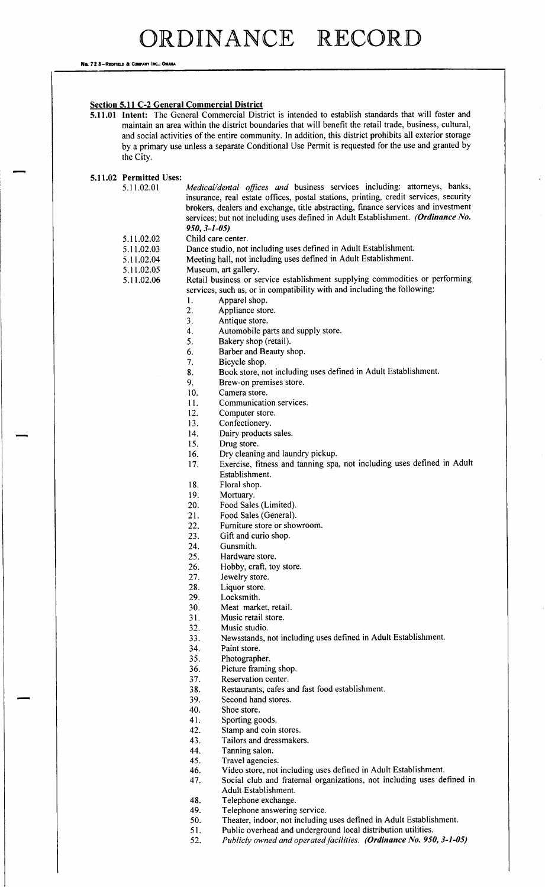## Section 5.11 C-2 General Commercial District

**5.11.01 Intent:** The General Commercial District is intended to establish standards that will foster and maintain an area within the district boundaries that will benefit the retail trade, business, cultural, and social activities of the entire community. In addition, this district prohibits all exterior storage by a primary use unless a separate Conditional Use Permit is requested for the use and granted by the City.

**5.11.02 Permitted Uses:**

5.11.02.01 *Medical/dental offices and* business services including: attorneys, banks, insurance, real estate offices, postal stations, printing, credit services, security brokers, dealers and exchange, title abstracting, finance services and investment services; but not including uses defined in Adult Establishment. ***(Ordinance No. 950, 3-1-05)***

5.11.02.02 Child care center.

5.11.02.03 Dance studio, not including uses defined in Adult Establishment.

5.11.02.04 Meeting hall, not including uses defined in Adult Establishment.

5.11.02.05 Museum, art gallery.

5.11.02.06 Retail business or service establishment supplying commodities or performing services, such as, or in compatibility with and including the following:

1. Apparel shop.
2. Appliance store.
3. Antique store.
4. Automobile parts and supply store.
5. Bakery shop (retail).
6. Barber and Beauty shop.
7. Bicycle shop.
8. Book store, not including uses defined in Adult Establishment.
9. Brew-on premises store.
10. Camera store.
11. Communication services.
12. Computer store.
13. Confectionery.
14. Dairy products sales.
15. Drug store.
16. Dry cleaning and laundry pickup.
17. Exercise, fitness and tanning spa, not including uses defined in Adult Establishment.
18. Floral shop.
19. Mortuary.
20. Food Sales (Limited).
21. Food Sales (General).
22. Furniture store or showroom.
23. Gift and curio shop.
24. Gunsmith.
25. Hardware store.
26. Hobby, craft, toy store.
27. Jewelry store.
28. Liquor store.
29. Locksmith.
30. Meat market, retail.
31. Music retail store.
32. Music studio.
33. Newsstands, not including uses defined in Adult Establishment.
34. Paint store.
35. Photographer.
36. Picture framing shop.
37. Reservation center.
38. Restaurants, cafes and fast food establishment.
39. Second hand stores.
40. Shoe store.
41. Sporting goods.
42. Stamp and coin stores.
43. Tailors and dressmakers.
44. Tanning salon.
45. Travel agencies.
46. Video store, not including uses defined in Adult Establishment.
47. Social club and fraternal organizations, not including uses defined in Adult Establishment.
48. Telephone exchange.
49. Telephone answering service.
50. Theater, indoor, not including uses defined in Adult Establishment.
51. Public overhead and underground local distribution utilities.
52. *Publicly owned and operated facilities.* ***(Ordinance No. 950, 3-1-05)***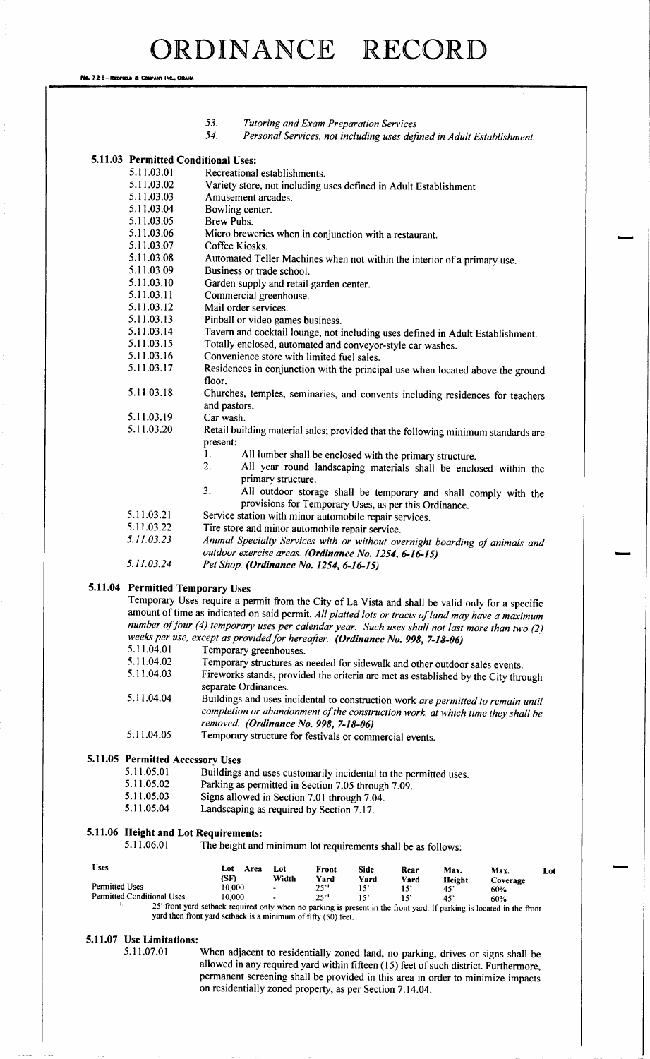53. *Tutoring and Exam Preparation Services*
54. *Personal Services, not including uses defined in Adult Establishment.*

### 5.11.03 Permitted Conditional Uses:

5.11.03.01 Recreational establishments.
5.11.03.02 Variety store, not including uses defined in Adult Establishment
5.11.03.03 Amusement arcades.
5.11.03.04 Bowling center.
5.11.03.05 Brew Pubs.
5.11.03.06 Micro breweries when in conjunction with a restaurant.
5.11.03.07 Coffee Kiosks.
5.11.03.08 Automated Teller Machines when not within the interior of a primary use.
5.11.03.09 Business or trade school.
5.11.03.10 Garden supply and retail garden center.
5.11.03.11 Commercial greenhouse.
5.11.03.12 Mail order services.
5.11.03.13 Pinball or video games business.
5.11.03.14 Tavern and cocktail lounge, not including uses defined in Adult Establishment.
5.11.03.15 Totally enclosed, automated and conveyor-style car washes.
5.11.03.16 Convenience store with limited fuel sales.
5.11.03.17 Residences in conjunction with the principal use when located above the ground floor.
5.11.03.18 Churches, temples, seminaries, and convents including residences for teachers and pastors.
5.11.03.19 Car wash.
5.11.03.20 Retail building material sales; provided that the following minimum standards are present:

1. All lumber shall be enclosed with the primary structure.
2. All year round landscaping materials shall be enclosed within the primary structure.
3. All outdoor storage shall be temporary and shall comply with the provisions for Temporary Uses, as per this Ordinance.

5.11.03.21 Service station with minor automobile repair services.
5.11.03.22 Tire store and minor automobile repair service.
*5.11.03.23 Animal Specialty Services with or without overnight boarding of animals and outdoor exercise areas. **(Ordinance No. 1254, 6-16-15)***
*5.11.03.24 Pet Shop. **(Ordinance No. 1254, 6-16-15)***

### 5.11.04 Permitted Temporary Uses

Temporary Uses require a permit from the City of La Vista and shall be valid only for a specific amount of time as indicated on said permit. *All platted lots or tracts of land may have a maximum number of four (4) temporary uses per calendar year. Such uses shall not last more than two (2) weeks per use, except as provided for hereafter.* ***(Ordinance No. 998, 7-18-06)***

5.11.04.01 Temporary greenhouses.
5.11.04.02 Temporary structures as needed for sidewalk and other outdoor sales events.
5.11.04.03 Fireworks stands, provided the criteria are met as established by the City through separate Ordinances.
5.11.04.04 Buildings and uses incidental to construction work *are permitted to remain until completion or abandonment of the construction work, at which time they shall be removed.* ***(Ordinance No. 998, 7-18-06)***
5.11.04.05 Temporary structure for festivals or commercial events.

### 5.11.05 Permitted Accessory Uses

5.11.05.01 Buildings and uses customarily incidental to the permitted uses.
5.11.05.02 Parking as permitted in Section 7.05 through 7.09.
5.11.05.03 Signs allowed in Section 7.01 through 7.04.
5.11.05.04 Landscaping as required by Section 7.17.

### 5.11.06 Height and Lot Requirements:

5.11.06.01 The height and minimum lot requirements shall be as follows:

| Uses | Lot Area (SF) | Lot Width | Front Yard | Side Yard | Rear Yard | Max. Height | Max. Lot Coverage |
|---|---|---|---|---|---|---|---|
| Permitted Uses | 10,000 | - | 25'[1] | 15' | 15' | 45' | 60% |
| Permitted Conditional Uses | 10,000 | - | 25'[1] | 15' | 15' | 45' | 60% |

1. 25' front yard setback required only when no parking is present in the front yard. If parking is located in the front yard then front yard setback is a minimum of fifty (50) feet.

### 5.11.07 Use Limitations:

5.11.07.01 When adjacent to residentially zoned land, no parking, drives or signs shall be allowed in any required yard within fifteen (15) feet of such district. Furthermore, permanent screening shall be provided in this area in order to minimize impacts on residentially zoned property, as per Section 7.14.04.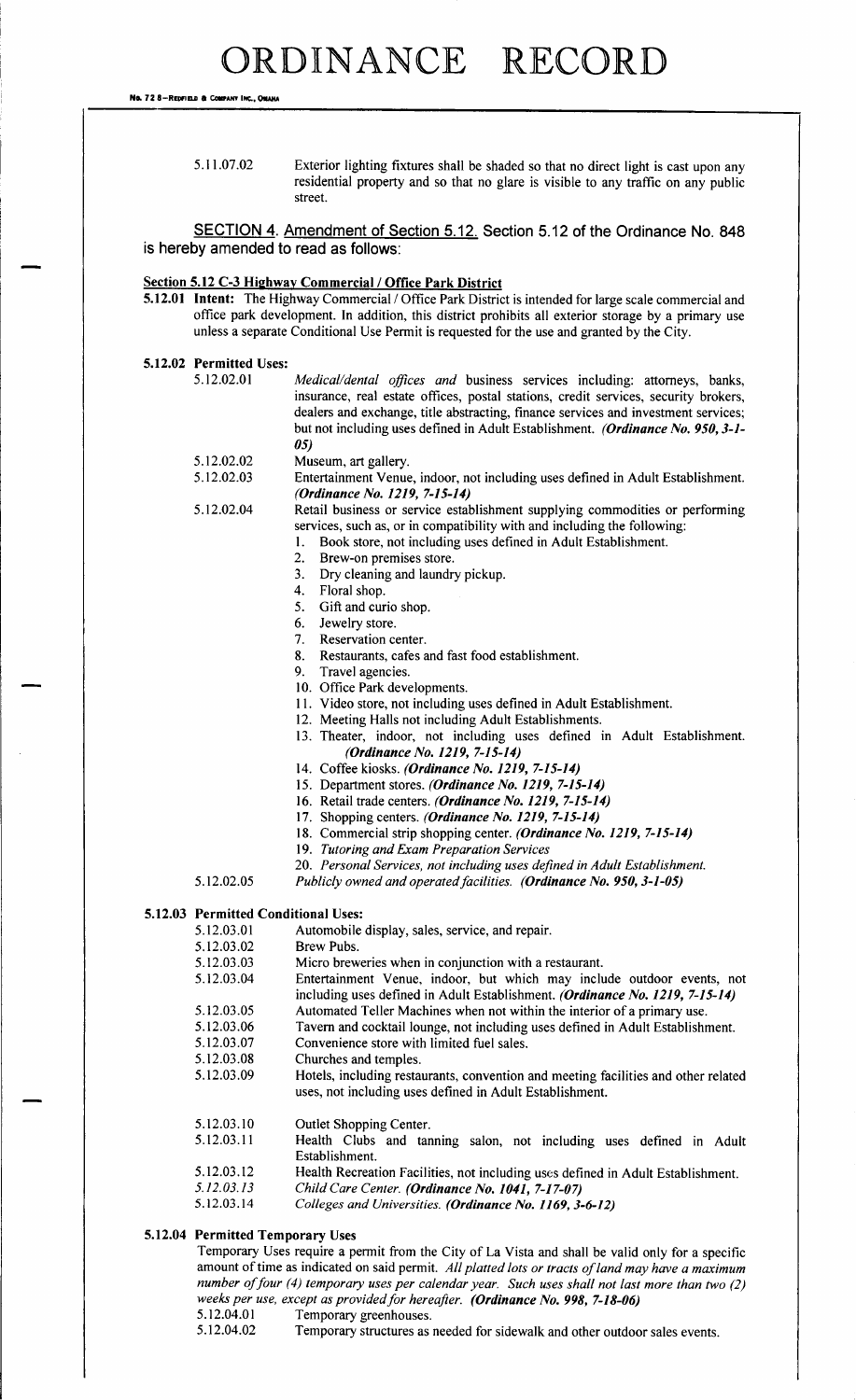5.11.07.02 Exterior lighting fixtures shall be shaded so that no direct light is cast upon any residential property and so that no glare is visible to any traffic on any public street.

SECTION 4. Amendment of Section 5.12. Section 5.12 of the Ordinance No. 848 is hereby amended to read as follows:

**Section 5.12 C-3 Highway Commercial / Office Park District**

**5.12.01 Intent:** The Highway Commercial / Office Park District is intended for large scale commercial and office park development. In addition, this district prohibits all exterior storage by a primary use unless a separate Conditional Use Permit is requested for the use and granted by the City.

**5.12.02 Permitted Uses:**

5.12.02.01 *Medical/dental offices and* business services including: attorneys, banks, insurance, real estate offices, postal stations, credit services, security brokers, dealers and exchange, title abstracting, finance services and investment services; but not including uses defined in Adult Establishment. ***(Ordinance No. 950, 3-1-05)***

5.12.02.02 Museum, art gallery.

5.12.02.03 Entertainment Venue, indoor, not including uses defined in Adult Establishment. ***(Ordinance No. 1219, 7-15-14)***

5.12.02.04 Retail business or service establishment supplying commodities or performing services, such as, or in compatibility with and including the following:

1. Book store, not including uses defined in Adult Establishment.
2. Brew-on premises store.
3. Dry cleaning and laundry pickup.
4. Floral shop.
5. Gift and curio shop.
6. Jewelry store.
7. Reservation center.
8. Restaurants, cafes and fast food establishment.
9. Travel agencies.
10. Office Park developments.
11. Video store, not including uses defined in Adult Establishment.
12. Meeting Halls not including Adult Establishments.
13. Theater, indoor, not including uses defined in Adult Establishment. ***(Ordinance No. 1219, 7-15-14)***
14. Coffee kiosks. ***(Ordinance No. 1219, 7-15-14)***
15. Department stores. ***(Ordinance No. 1219, 7-15-14)***
16. Retail trade centers. ***(Ordinance No. 1219, 7-15-14)***
17. Shopping centers. ***(Ordinance No. 1219, 7-15-14)***
18. Commercial strip shopping center. ***(Ordinance No. 1219, 7-15-14)***
19. *Tutoring and Exam Preparation Services*
20. *Personal Services, not including uses defined in Adult Establishment.*

5.12.02.05 *Publicly owned and operated facilities.* ***(Ordinance No. 950, 3-1-05)***

**5.12.03 Permitted Conditional Uses:**

5.12.03.01 Automobile display, sales, service, and repair.

5.12.03.02 Brew Pubs.

5.12.03.03 Micro breweries when in conjunction with a restaurant.

5.12.03.04 Entertainment Venue, indoor, but which may include outdoor events, not including uses defined in Adult Establishment. ***(Ordinance No. 1219, 7-15-14)***

5.12.03.05 Automated Teller Machines when not within the interior of a primary use.

5.12.03.06 Tavern and cocktail lounge, not including uses defined in Adult Establishment.

5.12.03.07 Convenience store with limited fuel sales.

5.12.03.08 Churches and temples.

5.12.03.09 Hotels, including restaurants, convention and meeting facilities and other related uses, not including uses defined in Adult Establishment.

5.12.03.10 Outlet Shopping Center.

5.12.03.11 Health Clubs and tanning salon, not including uses defined in Adult Establishment.

5.12.03.12 Health Recreation Facilities, not including uses defined in Adult Establishment.

*5.12.03.13* *Child Care Center.* ***(Ordinance No. 1041, 7-17-07)***

5.12.03.14 *Colleges and Universities.* ***(Ordinance No. 1169, 3-6-12)***

**5.12.04 Permitted Temporary Uses**

Temporary Uses require a permit from the City of La Vista and shall be valid only for a specific amount of time as indicated on said permit. *All platted lots or tracts of land may have a maximum number of four (4) temporary uses per calendar year. Such uses shall not last more than two (2) weeks per use, except as provided for hereafter.* ***(Ordinance No. 998, 7-18-06)***

5.12.04.01 Temporary greenhouses.

5.12.04.02 Temporary structures as needed for sidewalk and other outdoor sales events.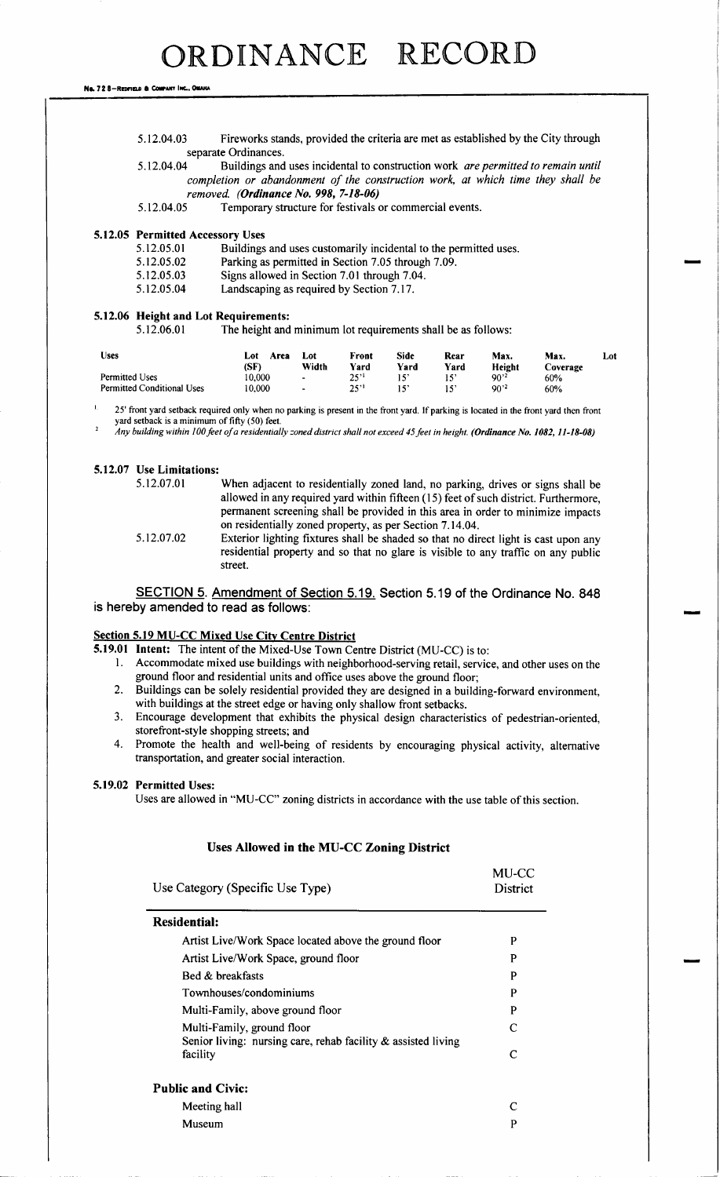5.12.04.03 Fireworks stands, provided the criteria are met as established by the City through separate Ordinances.

5.12.04.04 Buildings and uses incidental to construction work *are permitted to remain until completion or abandonment of the construction work, at which time they shall be removed. **(Ordinance No. 998, 7-18-06)***

5.12.04.05 Temporary structure for festivals or commercial events.

**5.12.05 Permitted Accessory Uses**

5.12.05.01 Buildings and uses customarily incidental to the permitted uses.

5.12.05.02 Parking as permitted in Section 7.05 through 7.09.

5.12.05.03 Signs allowed in Section 7.01 through 7.04.

5.12.05.04 Landscaping as required by Section 7.17.

**5.12.06 Height and Lot Requirements:**

5.12.06.01 The height and minimum lot requirements shall be as follows:

| Uses | Lot Area (SF) | Lot Width | Front Yard | Side Yard | Rear Yard | Max. Height | Max. Lot Coverage |
|---|---|---|---|---|---|---|---|
| Permitted Uses | 10,000 | - | 25'[1] | 15' | 15' | 90'[2] | 60% |
| Permitted Conditional Uses | 10,000 | - | 25'[1] | 15' | 15' | 90'[2] | 60% |

[1] 25' front yard setback required only when no parking is present in the front yard. If parking is located in the front yard then front yard setback is a minimum of fifty (50) feet.

[2] *Any building within 100 feet of a residentially zoned district shall not exceed 45 feet in height. **(Ordinance No. 1082, 11-18-08)***

**5.12.07 Use Limitations:**

5.12.07.01 When adjacent to residentially zoned land, no parking, drives or signs shall be allowed in any required yard within fifteen (15) feet of such district. Furthermore, permanent screening shall be provided in this area in order to minimize impacts on residentially zoned property, as per Section 7.14.04.

5.12.07.02 Exterior lighting fixtures shall be shaded so that no direct light is cast upon any residential property and so that no glare is visible to any traffic on any public street.

SECTION 5. Amendment of Section 5.19. Section 5.19 of the Ordinance No. 848 is hereby amended to read as follows:

**Section 5.19 MU-CC Mixed Use City Centre District**

**5.19.01 Intent:** The intent of the Mixed-Use Town Centre District (MU-CC) is to:

1. Accommodate mixed use buildings with neighborhood-serving retail, service, and other uses on the ground floor and residential units and office uses above the ground floor;
2. Buildings can be solely residential provided they are designed in a building-forward environment, with buildings at the street edge or having only shallow front setbacks.
3. Encourage development that exhibits the physical design characteristics of pedestrian-oriented, storefront-style shopping streets; and
4. Promote the health and well-being of residents by encouraging physical activity, alternative transportation, and greater social interaction.

**5.19.02 Permitted Uses:**

Uses are allowed in "MU-CC" zoning districts in accordance with the use table of this section.

**Uses Allowed in the MU-CC Zoning District**

| Use Category (Specific Use Type) | MU-CC District |
|---|---|
| **Residential:** | |
| Artist Live/Work Space located above the ground floor | P |
| Artist Live/Work Space, ground floor | P |
| Bed & breakfasts | P |
| Townhouses/condominiums | P |
| Multi-Family, above ground floor | P |
| Multi-Family, ground floor | C |
| Senior living: nursing care, rehab facility & assisted living facility | C |
| **Public and Civic:** | |
| Meeting hall | C |
| Museum | P |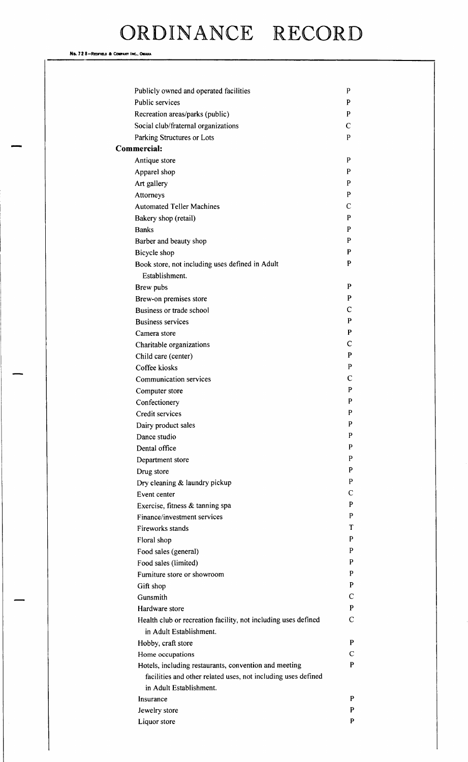| | |
|---|---|
| Publicly owned and operated facilities | P |
| Public services | P |
| Recreation areas/parks (public) | P |
| Social club/fraternal organizations | C |
| Parking Structures or Lots | P |
| **Commercial:** | |
| Antique store | P |
| Apparel shop | P |
| Art gallery | P |
| Attorneys | P |
| Automated Teller Machines | C |
| Bakery shop (retail) | P |
| Banks | P |
| Barber and beauty shop | P |
| Bicycle shop | P |
| Book store, not including uses defined in Adult Establishment. | P |
| Brew pubs | P |
| Brew-on premises store | P |
| Business or trade school | C |
| Business services | P |
| Camera store | P |
| Charitable organizations | C |
| Child care (center) | P |
| Coffee kiosks | P |
| Communication services | C |
| Computer store | P |
| Confectionery | P |
| Credit services | P |
| Dairy product sales | P |
| Dance studio | P |
| Dental office | P |
| Department store | P |
| Drug store | P |
| Dry cleaning & laundry pickup | P |
| Event center | C |
| Exercise, fitness & tanning spa | P |
| Finance/investment services | P |
| Fireworks stands | T |
| Floral shop | P |
| Food sales (general) | P |
| Food sales (limited) | P |
| Furniture store or showroom | P |
| Gift shop | P |
| Gunsmith | C |
| Hardware store | P |
| Health club or recreation facility, not including uses defined in Adult Establishment. | C |
| Hobby, craft store | P |
| Home occupations | C |
| Hotels, including restaurants, convention and meeting facilities and other related uses, not including uses defined in Adult Establishment. | P |
| Insurance | P |
| Jewelry store | P |
| Liquor store | P |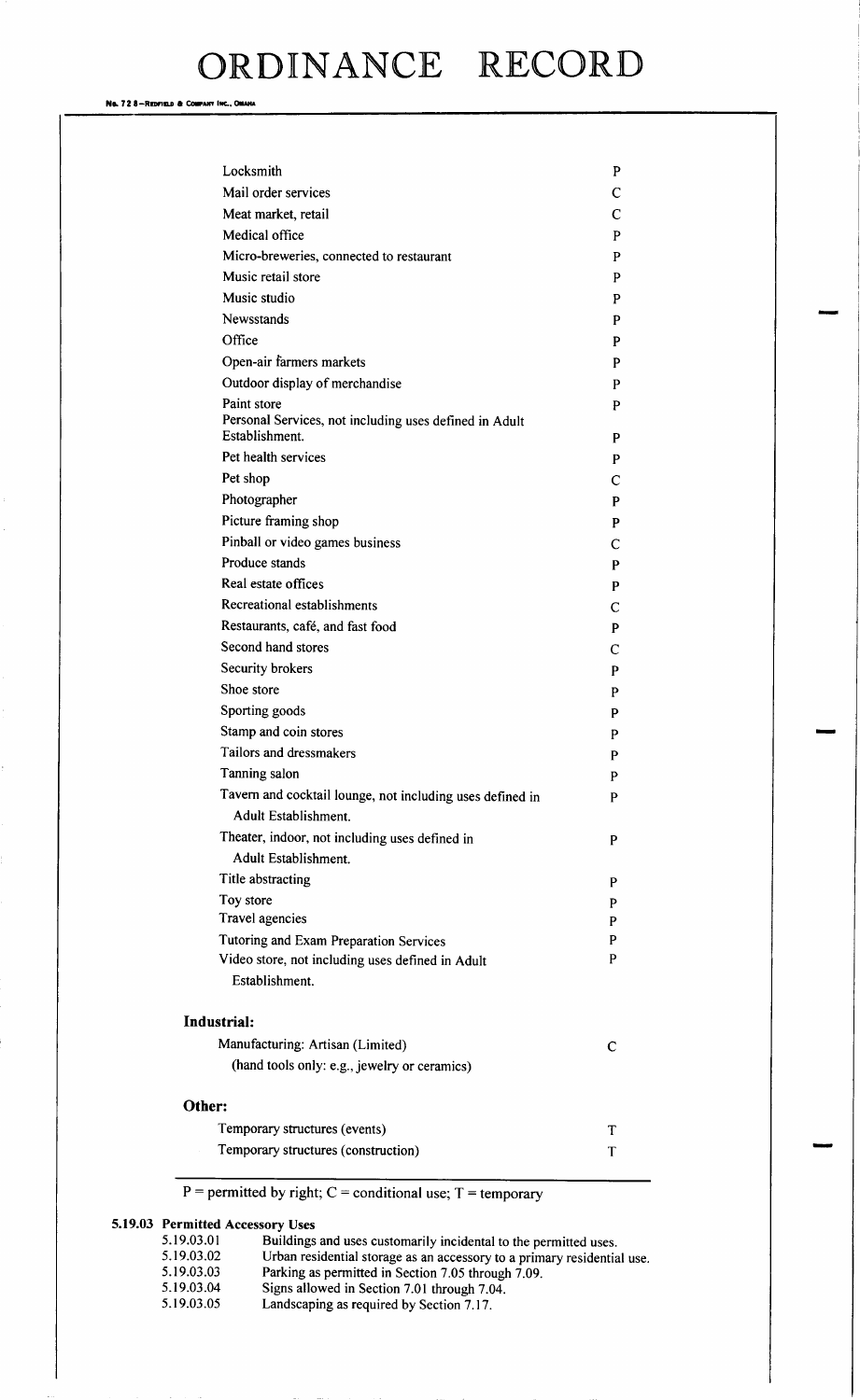| Use | |
|---|---|
| Locksmith | P |
| Mail order services | C |
| Meat market, retail | C |
| Medical office | P |
| Micro-breweries, connected to restaurant | P |
| Music retail store | P |
| Music studio | P |
| Newsstands | P |
| Office | P |
| Open-air farmers markets | P |
| Outdoor display of merchandise | P |
| Paint store | P |
| Personal Services, not including uses defined in Adult Establishment. | P |
| Pet health services | P |
| Pet shop | C |
| Photographer | P |
| Picture framing shop | P |
| Pinball or video games business | C |
| Produce stands | P |
| Real estate offices | P |
| Recreational establishments | C |
| Restaurants, café, and fast food | P |
| Second hand stores | C |
| Security brokers | P |
| Shoe store | P |
| Sporting goods | P |
| Stamp and coin stores | P |
| Tailors and dressmakers | P |
| Tanning salon | P |
| Tavern and cocktail lounge, not including uses defined in Adult Establishment. | P |
| Theater, indoor, not including uses defined in Adult Establishment. | P |
| Title abstracting | P |
| Toy store | P |
| Travel agencies | P |
| Tutoring and Exam Preparation Services | P |
| Video store, not including uses defined in Adult Establishment. | P |
| **Industrial:** | |
| Manufacturing: Artisan (Limited) (hand tools only: e.g., jewelry or ceramics) | C |
| **Other:** | |
| Temporary structures (events) | T |
| Temporary structures (construction) | T |

P = permitted by right; C = conditional use; T = temporary

**5.19.03 Permitted Accessory Uses**

- 5.19.03.01 Buildings and uses customarily incidental to the permitted uses.
- 5.19.03.02 Urban residential storage as an accessory to a primary residential use.
- 5.19.03.03 Parking as permitted in Section 7.05 through 7.09.
- 5.19.03.04 Signs allowed in Section 7.01 through 7.04.
- 5.19.03.05 Landscaping as required by Section 7.17.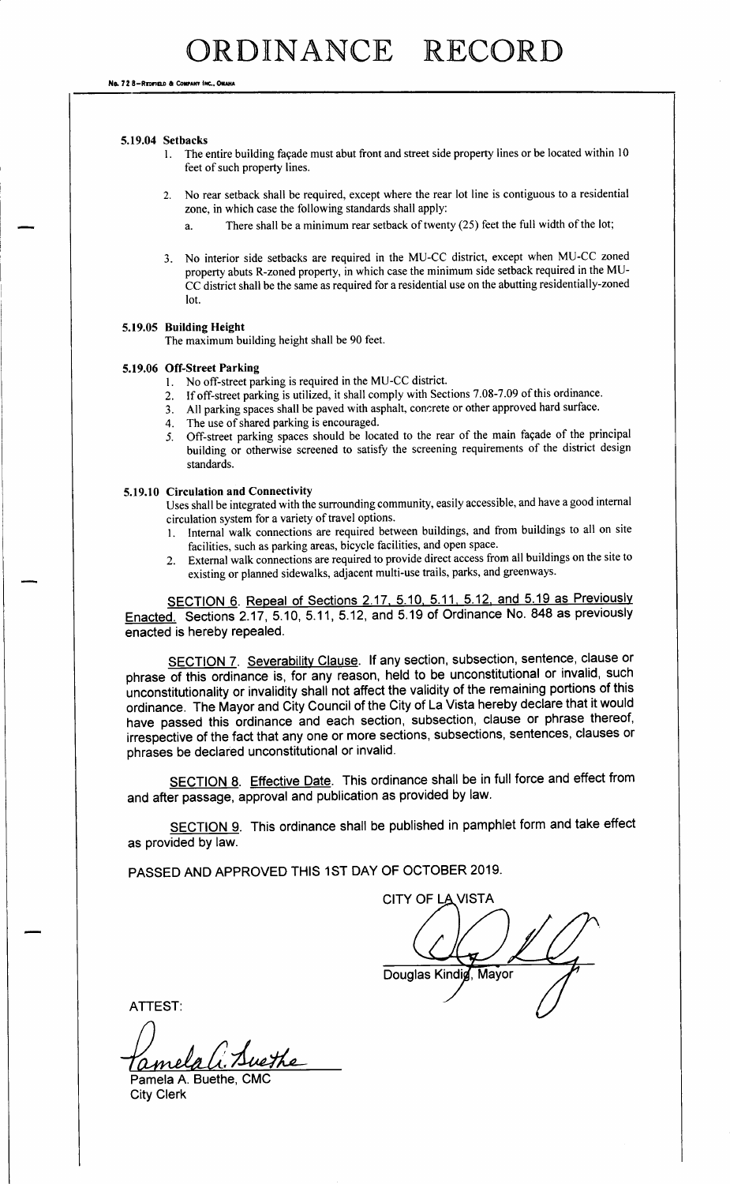### 5.19.04 Setbacks

1. The entire building façade must abut front and street side property lines or be located within 10 feet of such property lines.
2. No rear setback shall be required, except where the rear lot line is contiguous to a residential zone, in which case the following standards shall apply:
   a. There shall be a minimum rear setback of twenty (25) feet the full width of the lot;
3. No interior side setbacks are required in the MU-CC district, except when MU-CC zoned property abuts R-zoned property, in which case the minimum side setback required in the MU-CC district shall be the same as required for a residential use on the abutting residentially-zoned lot.

### 5.19.05 Building Height

The maximum building height shall be 90 feet.

### 5.19.06 Off-Street Parking

1. No off-street parking is required in the MU-CC district.
2. If off-street parking is utilized, it shall comply with Sections 7.08-7.09 of this ordinance.
3. All parking spaces shall be paved with asphalt, concrete or other approved hard surface.
4. The use of shared parking is encouraged.
5. Off-street parking spaces should be located to the rear of the main façade of the principal building or otherwise screened to satisfy the screening requirements of the district design standards.

### 5.19.10 Circulation and Connectivity

Uses shall be integrated with the surrounding community, easily accessible, and have a good internal circulation system for a variety of travel options.

1. Internal walk connections are required between buildings, and from buildings to all on site facilities, such as parking areas, bicycle facilities, and open space.
2. External walk connections are required to provide direct access from all buildings on the site to existing or planned sidewalks, adjacent multi-use trails, parks, and greenways.

SECTION 6. Repeal of Sections 2.17, 5.10, 5.11, 5.12, and 5.19 as Previously Enacted. Sections 2.17, 5.10, 5.11, 5.12, and 5.19 of Ordinance No. 848 as previously enacted is hereby repealed.

SECTION 7. Severability Clause. If any section, subsection, sentence, clause or phrase of this ordinance is, for any reason, held to be unconstitutional or invalid, such unconstitutionality or invalidity shall not affect the validity of the remaining portions of this ordinance. The Mayor and City Council of the City of La Vista hereby declare that it would have passed this ordinance and each section, subsection, clause or phrase thereof, irrespective of the fact that any one or more sections, subsections, sentences, clauses or phrases be declared unconstitutional or invalid.

SECTION 8. Effective Date. This ordinance shall be in full force and effect from and after passage, approval and publication as provided by law.

SECTION 9. This ordinance shall be published in pamphlet form and take effect as provided by law.

PASSED AND APPROVED THIS 1ST DAY OF OCTOBER 2019.

CITY OF LA VISTA

Douglas Kindig, Mayor

ATTEST:

Pamela A. Buethe, CMC
City Clerk